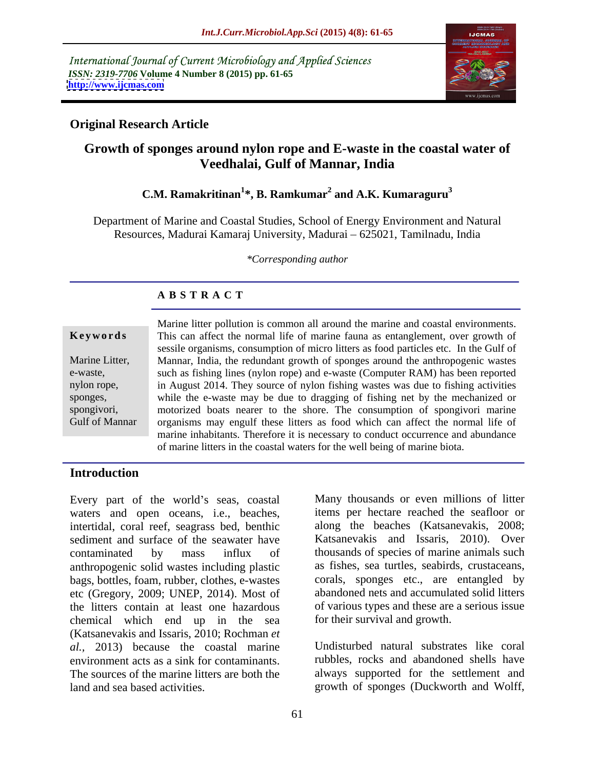International Journal of Current Microbiology and Applied Sciences
*ISSN: 2319-7706* **Volume 4 Number 8 (2015) pp. 61-65**
**http://www.ijcmas.com**

**Original Research Article**

# Growth of sponges around nylon rope and E-waste in the coastal water of Veedhalai, Gulf of Mannar, India

**C.M. Ramakritinan[1]*, B. Ramkumar[2] and A.K. Kumaraguru[3]**

Department of Marine and Coastal Studies, School of Energy Environment and Natural Resources, Madurai Kamaraj University, Madurai – 625021, Tamilnadu, India

*\*Corresponding author*

## A B S T R A C T

**Keywords**

Marine Litter, e-waste, nylon rope, sponges, spongivori, Gulf of Mannar

Marine litter pollution is common all around the marine and coastal environments. This can affect the normal life of marine fauna as entanglement, over growth of sessile organisms, consumption of micro litters as food particles etc. In the Gulf of Mannar, India, the redundant growth of sponges around the anthropogenic wastes such as fishing lines (nylon rope) and e-waste (Computer RAM) has been reported in August 2014. They source of nylon fishing wastes was due to fishing activities while the e-waste may be due to dragging of fishing net by the mechanized or motorized boats nearer to the shore. The consumption of spongivori marine organisms may engulf these litters as food which can affect the normal life of marine inhabitants. Therefore it is necessary to conduct occurrence and abundance of marine litters in the coastal waters for the well being of marine biota.

## Introduction

Every part of the world's seas, coastal waters and open oceans, i.e., beaches, intertidal, coral reef, seagrass bed, benthic sediment and surface of the seawater have contaminated by mass influx of anthropogenic solid wastes including plastic bags, bottles, foam, rubber, clothes, e-wastes etc (Gregory, 2009; UNEP, 2014). Most of the litters contain at least one hazardous chemical which end up in the sea (Katsanevakis and Issaris, 2010; Rochman *et al.,* 2013) because the coastal marine environment acts as a sink for contaminants. The sources of the marine litters are both the land and sea based activities.

Many thousands or even millions of litter items per hectare reached the seafloor or along the beaches (Katsanevakis, 2008; Katsanevakis and Issaris, 2010). Over thousands of species of marine animals such as fishes, sea turtles, seabirds, crustaceans, corals, sponges etc., are entangled by abandoned nets and accumulated solid litters of various types and these are a serious issue for their survival and growth.

Undisturbed natural substrates like coral rubbles, rocks and abandoned shells have always supported for the settlement and growth of sponges (Duckworth and Wolff,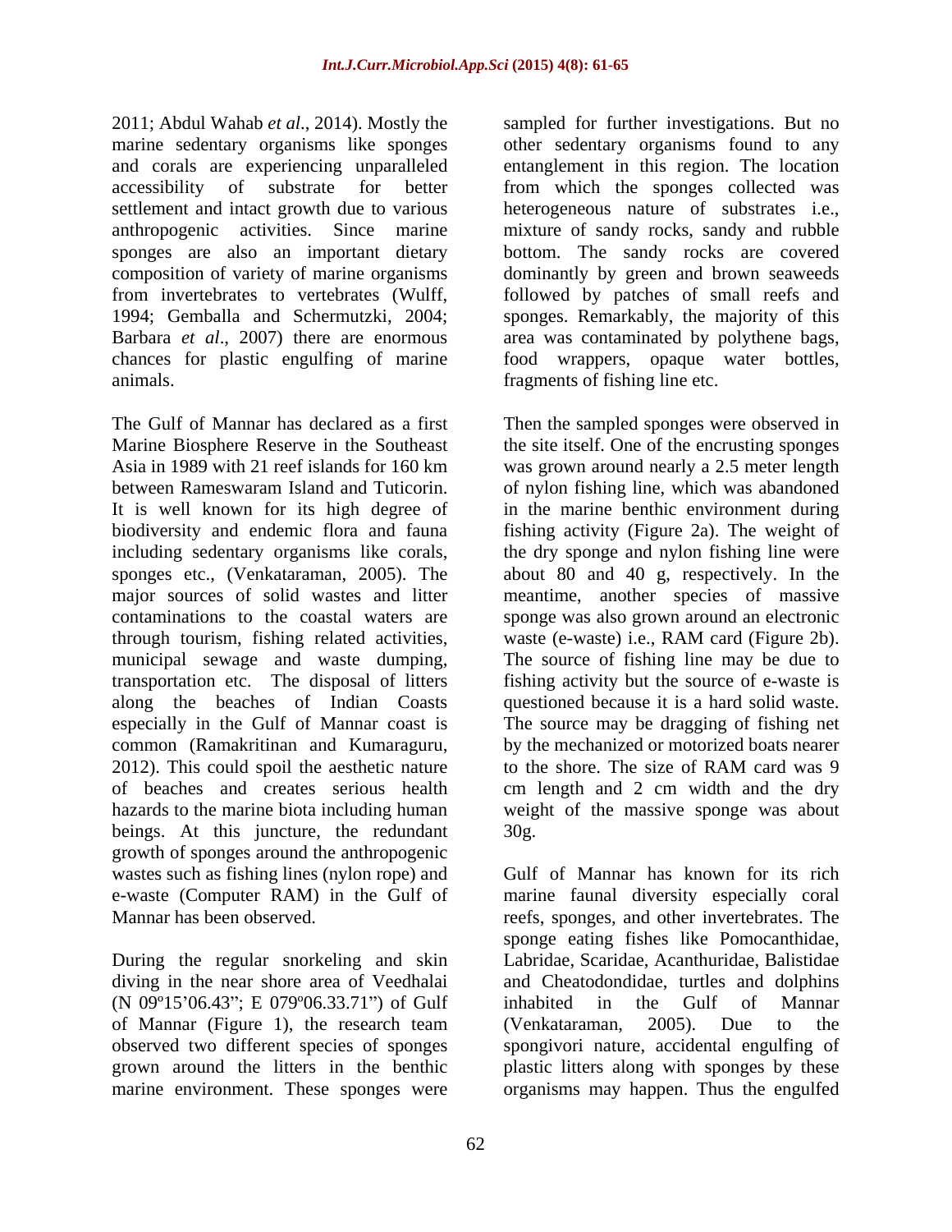2011; Abdul Wahab *et al*., 2014). Mostly the marine sedentary organisms like sponges and corals are experiencing unparalleled accessibility of substrate for better settlement and intact growth due to various anthropogenic activities. Since marine sponges are also an important dietary composition of variety of marine organisms from invertebrates to vertebrates (Wulff, 1994; Gemballa and Schermutzki, 2004; Barbara *et al*., 2007) there are enormous chances for plastic engulfing of marine animals.

The Gulf of Mannar has declared as a first Marine Biosphere Reserve in the Southeast Asia in 1989 with 21 reef islands for 160 km between Rameswaram Island and Tuticorin. It is well known for its high degree of biodiversity and endemic flora and fauna including sedentary organisms like corals, sponges etc., (Venkataraman, 2005). The major sources of solid wastes and litter contaminations to the coastal waters are through tourism, fishing related activities, municipal sewage and waste dumping, transportation etc. The disposal of litters along the beaches of Indian Coasts especially in the Gulf of Mannar coast is common (Ramakritinan and Kumaraguru, 2012). This could spoil the aesthetic nature of beaches and creates serious health hazards to the marine biota including human beings. At this juncture, the redundant growth of sponges around the anthropogenic wastes such as fishing lines (nylon rope) and e-waste (Computer RAM) in the Gulf of Mannar has been observed.

During the regular snorkeling and skin diving in the near shore area of Veedhalai (N 09º15'06.43"; E 079º06.33.71") of Gulf of Mannar (Figure 1), the research team observed two different species of sponges grown around the litters in the benthic marine environment. These sponges were sampled for further investigations. But no other sedentary organisms found to any entanglement in this region. The location from which the sponges collected was heterogeneous nature of substrates i.e., mixture of sandy rocks, sandy and rubble bottom. The sandy rocks are covered dominantly by green and brown seaweeds followed by patches of small reefs and sponges. Remarkably, the majority of this area was contaminated by polythene bags, food wrappers, opaque water bottles, fragments of fishing line etc.

Then the sampled sponges were observed in the site itself. One of the encrusting sponges was grown around nearly a 2.5 meter length of nylon fishing line, which was abandoned in the marine benthic environment during fishing activity (Figure 2a). The weight of the dry sponge and nylon fishing line were about 80 and 40 g, respectively. In the meantime, another species of massive sponge was also grown around an electronic waste (e-waste) i.e., RAM card (Figure 2b). The source of fishing line may be due to fishing activity but the source of e-waste is questioned because it is a hard solid waste. The source may be dragging of fishing net by the mechanized or motorized boats nearer to the shore. The size of RAM card was 9 cm length and 2 cm width and the dry weight of the massive sponge was about 30g.

Gulf of Mannar has known for its rich marine faunal diversity especially coral reefs, sponges, and other invertebrates. The sponge eating fishes like Pomocanthidae, Labridae, Scaridae, Acanthuridae, Balistidae and Cheatodondidae, turtles and dolphins inhabited in the Gulf of Mannar (Venkataraman, 2005). Due to the spongivori nature, accidental engulfing of plastic litters along with sponges by these organisms may happen. Thus the engulfed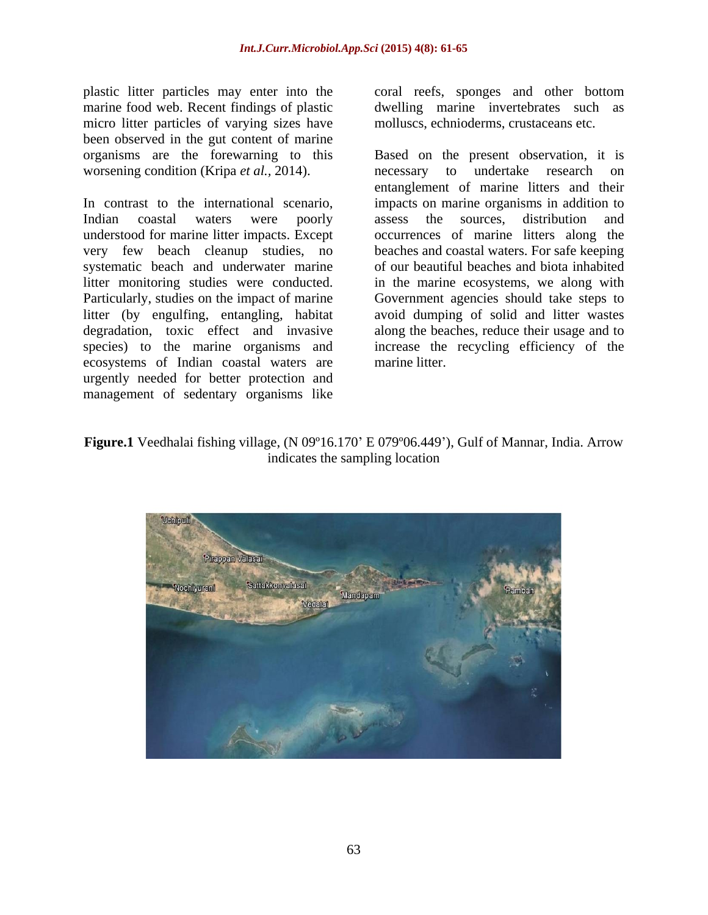plastic litter particles may enter into the marine food web. Recent findings of plastic micro litter particles of varying sizes have been observed in the gut content of marine organisms are the forewarning to this worsening condition (Kripa *et al.,* 2014).

In contrast to the international scenario, Indian coastal waters were poorly understood for marine litter impacts. Except very few beach cleanup studies, no systematic beach and underwater marine litter monitoring studies were conducted. Particularly, studies on the impact of marine litter (by engulfing, entangling, habitat degradation, toxic effect and invasive species) to the marine organisms and ecosystems of Indian coastal waters are urgently needed for better protection and management of sedentary organisms like coral reefs, sponges and other bottom dwelling marine invertebrates such as molluscs, echnioderms, crustaceans etc.

Based on the present observation, it is necessary to undertake research on entanglement of marine litters and their impacts on marine organisms in addition to assess the sources, distribution and occurrences of marine litters along the beaches and coastal waters. For safe keeping of our beautiful beaches and biota inhabited in the marine ecosystems, we along with Government agencies should take steps to avoid dumping of solid and litter wastes along the beaches, reduce their usage and to increase the recycling efficiency of the marine litter.

**Figure.1** Veedhalai fishing village, (N 09º16.170' E 079º06.449'), Gulf of Mannar, India. Arrow indicates the sampling location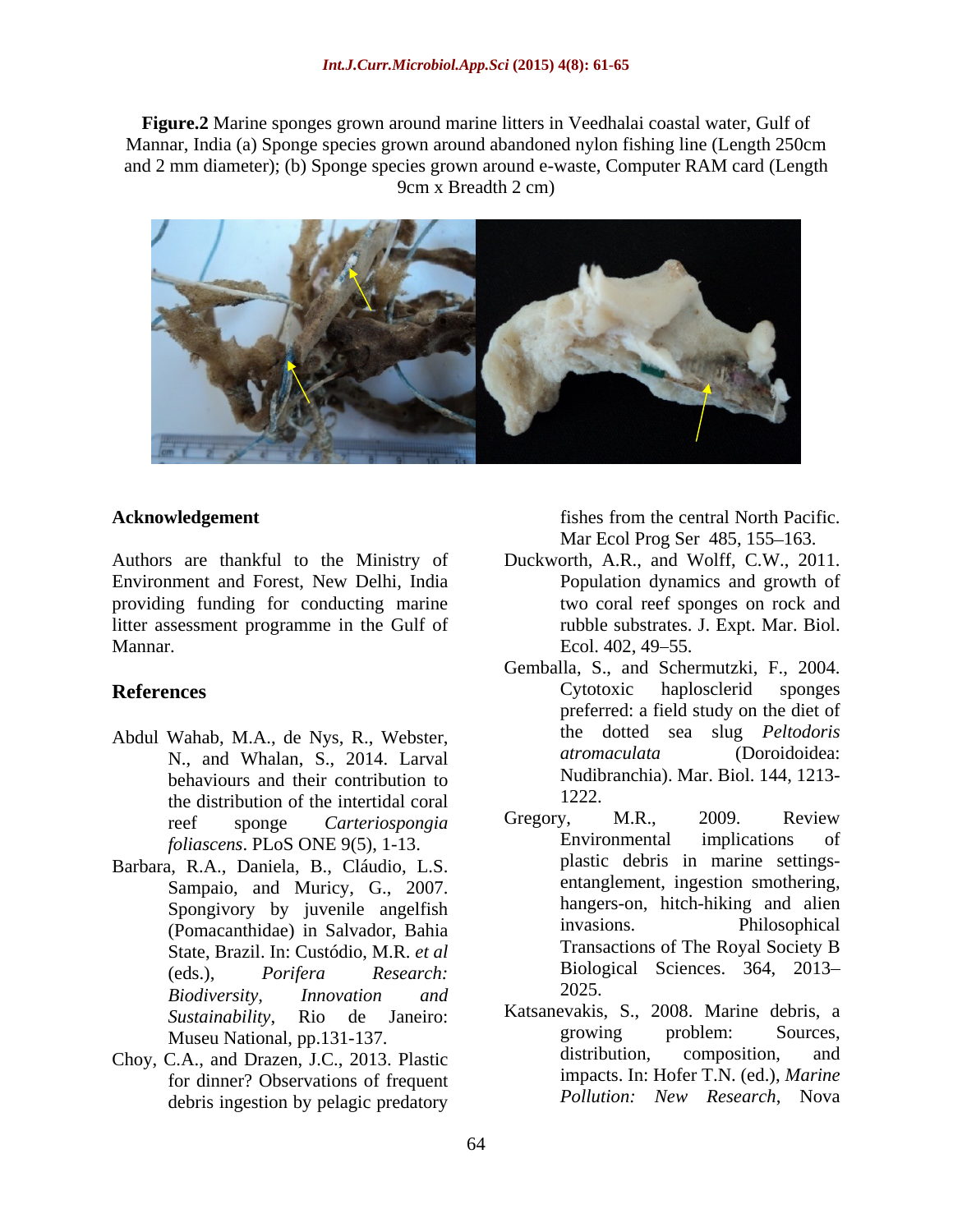**Figure.2** Marine sponges grown around marine litters in Veedhalai coastal water, Gulf of Mannar, India (a) Sponge species grown around abandoned nylon fishing line (Length 250cm and 2 mm diameter); (b) Sponge species grown around e-waste, Computer RAM card (Length 9cm x Breadth 2 cm)

## Acknowledgement

Authors are thankful to the Ministry of Environment and Forest, New Delhi, India providing funding for conducting marine litter assessment programme in the Gulf of Mannar.

## References

Abdul Wahab, M.A., de Nys, R., Webster, N., and Whalan, S., 2014. Larval behaviours and their contribution to the distribution of the intertidal coral reef sponge *Carteriospongia foliascens*. PLoS ONE 9(5), 1-13.

Barbara, R.A., Daniela, B., Cláudio, L.S. Sampaio, and Muricy, G., 2007. Spongivory by juvenile angelfish (Pomacanthidae) in Salvador, Bahia State, Brazil. In: Custódio, M.R. *et al* (eds.), *Porifera Research: Biodiversity, Innovation and Sustainability*, Rio de Janeiro: Museu National, pp.131-137.

Choy, C.A., and Drazen, J.C., 2013. Plastic for dinner? Observations of frequent debris ingestion by pelagic predatory fishes from the central North Pacific. Mar Ecol Prog Ser 485, 155–163.

Duckworth, A.R., and Wolff, C.W., 2011. Population dynamics and growth of two coral reef sponges on rock and rubble substrates. J. Expt. Mar. Biol. Ecol. 402, 49–55.

Gemballa, S., and Schermutzki, F., 2004. Cytotoxic haplosclerid sponges preferred: a field study on the diet of the dotted sea slug *Peltodoris atromaculata* (Doroidoidea: Nudibranchia). Mar. Biol. 144, 1213-1222.

Gregory, M.R., 2009. Review Environmental implications of plastic debris in marine settings-entanglement, ingestion smothering, hangers-on, hitch-hiking and alien invasions. Philosophical Transactions of The Royal Society B Biological Sciences. 364, 2013–2025.

Katsanevakis, S., 2008. Marine debris, a growing problem: Sources, distribution, composition, and impacts. In: Hofer T.N. (ed.), *Marine Pollution: New Research*, Nova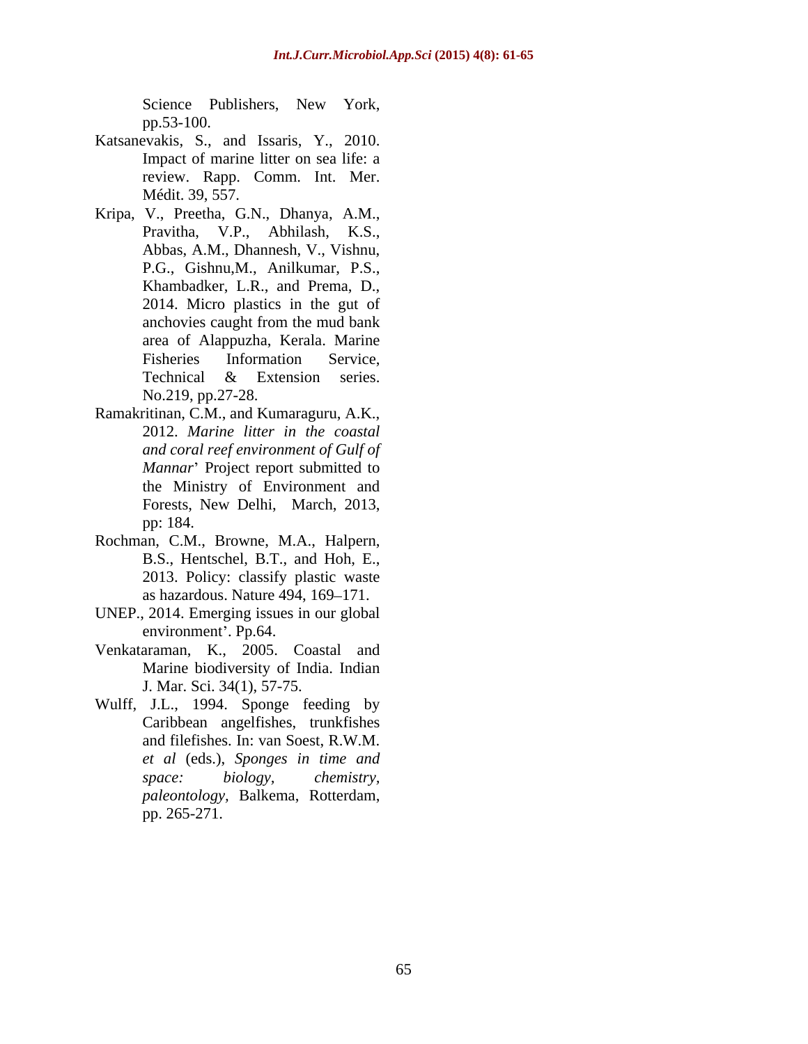Science Publishers, New York, pp.53-100.

Katsanevakis, S., and Issaris, Y., 2010. Impact of marine litter on sea life: a review. Rapp. Comm. Int. Mer. Médit. 39, 557.

Kripa, V., Preetha, G.N., Dhanya, A.M., Pravitha, V.P., Abhilash, K.S., Abbas, A.M., Dhannesh, V., Vishnu, P.G., Gishnu,M., Anilkumar, P.S., Khambadker, L.R., and Prema, D., 2014. Micro plastics in the gut of anchovies caught from the mud bank area of Alappuzha, Kerala. Marine Fisheries Information Service, Technical & Extension series. No.219, pp.27-28.

Ramakritinan, C.M., and Kumaraguru, A.K., 2012. *Marine litter in the coastal and coral reef environment of Gulf of Mannar*' Project report submitted to the Ministry of Environment and Forests, New Delhi, March, 2013, pp: 184.

Rochman, C.M., Browne, M.A., Halpern, B.S., Hentschel, B.T., and Hoh, E., 2013. Policy: classify plastic waste as hazardous. Nature 494, 169–171.

UNEP., 2014. Emerging issues in our global environment'. Pp.64.

Venkataraman, K., 2005. Coastal and Marine biodiversity of India. Indian J. Mar. Sci. 34(1), 57-75.

Wulff, J.L., 1994. Sponge feeding by Caribbean angelfishes, trunkfishes and filefishes. In: van Soest, R.W.M. *et al* (eds.), *Sponges in time and space: biology, chemistry, paleontology*, Balkema, Rotterdam, pp. 265-271.